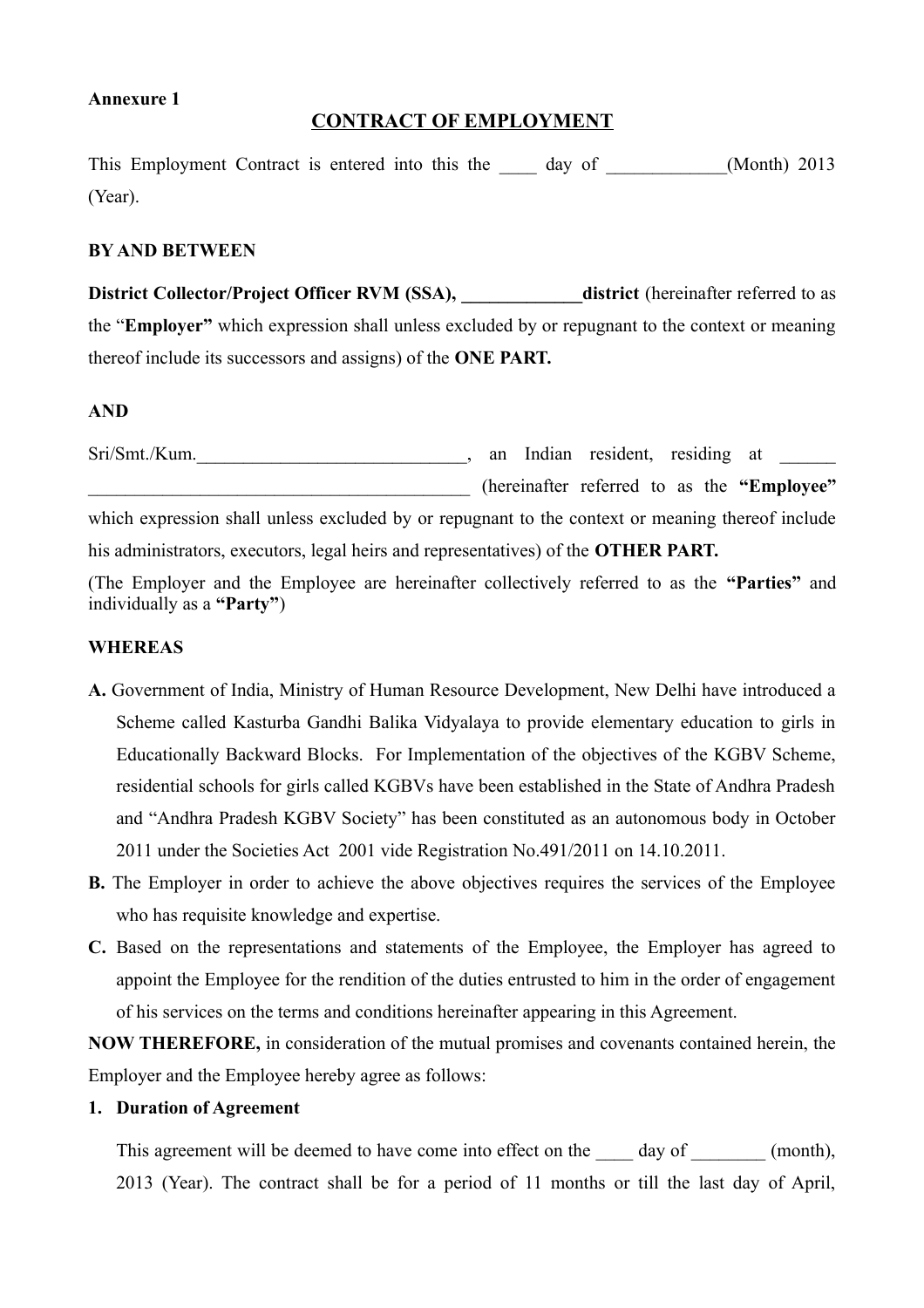**Annexure 1**

## CONTRACT OF EMPLOYMENT

This Employment Contract is entered into this the ____ day of _____________(Month) 2013 (Year).

**BY AND BETWEEN**

**District Collector/Project Officer RVM (SSA), _____________district** (hereinafter referred to as the "**Employer"** which expression shall unless excluded by or repugnant to the context or meaning thereof include its successors and assigns) of the **ONE PART.**

**AND**

Sri/Smt./Kum._____________________________, an Indian resident, residing at ______ ________________________________________ (hereinafter referred to as the **"Employee"** which expression shall unless excluded by or repugnant to the context or meaning thereof include his administrators, executors, legal heirs and representatives) of the **OTHER PART.**

(The Employer and the Employee are hereinafter collectively referred to as the **"Parties"** and individually as a **"Party"**)

**WHEREAS**

**A.** Government of India, Ministry of Human Resource Development, New Delhi have introduced a Scheme called Kasturba Gandhi Balika Vidyalaya to provide elementary education to girls in Educationally Backward Blocks. For Implementation of the objectives of the KGBV Scheme, residential schools for girls called KGBVs have been established in the State of Andhra Pradesh and "Andhra Pradesh KGBV Society" has been constituted as an autonomous body in October 2011 under the Societies Act 2001 vide Registration No.491/2011 on 14.10.2011.

**B.** The Employer in order to achieve the above objectives requires the services of the Employee who has requisite knowledge and expertise.

**C.** Based on the representations and statements of the Employee, the Employer has agreed to appoint the Employee for the rendition of the duties entrusted to him in the order of engagement of his services on the terms and conditions hereinafter appearing in this Agreement.

**NOW THEREFORE,** in consideration of the mutual promises and covenants contained herein, the Employer and the Employee hereby agree as follows:

1. **Duration of Agreement**

   This agreement will be deemed to have come into effect on the ____ day of ________ (month), 2013 (Year). The contract shall be for a period of 11 months or till the last day of April,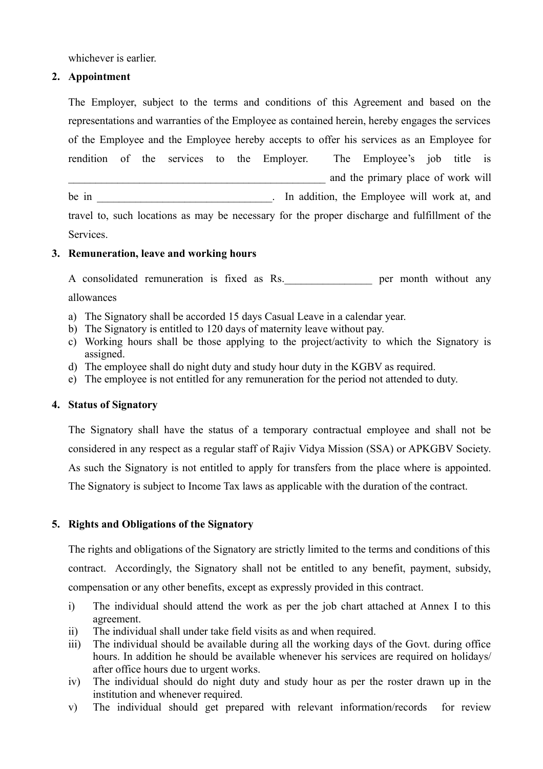whichever is earlier.

2. **Appointment**

   The Employer, subject to the terms and conditions of this Agreement and based on the representations and warranties of the Employee as contained herein, hereby engages the services of the Employee and the Employee hereby accepts to offer his services as an Employee for rendition of the services to the Employer. The Employee's job title is ________________________________________________ and the primary place of work will be in _______________________________. In addition, the Employee will work at, and travel to, such locations as may be necessary for the proper discharge and fulfillment of the Services.

3. **Remuneration, leave and working hours**

   A consolidated remuneration is fixed as Rs.________________ per month without any allowances

   a) The Signatory shall be accorded 15 days Casual Leave in a calendar year.
   b) The Signatory is entitled to 120 days of maternity leave without pay.
   c) Working hours shall be those applying to the project/activity to which the Signatory is assigned.
   d) The employee shall do night duty and study hour duty in the KGBV as required.
   e) The employee is not entitled for any remuneration for the period not attended to duty.

4. **Status of Signatory**

   The Signatory shall have the status of a temporary contractual employee and shall not be considered in any respect as a regular staff of Rajiv Vidya Mission (SSA) or APKGBV Society. As such the Signatory is not entitled to apply for transfers from the place where is appointed. The Signatory is subject to Income Tax laws as applicable with the duration of the contract.

5. **Rights and Obligations of the Signatory**

   The rights and obligations of the Signatory are strictly limited to the terms and conditions of this contract. Accordingly, the Signatory shall not be entitled to any benefit, payment, subsidy, compensation or any other benefits, except as expressly provided in this contract.

   i) The individual should attend the work as per the job chart attached at Annex I to this agreement.
   ii) The individual shall under take field visits as and when required.
   iii) The individual should be available during all the working days of the Govt. during office hours. In addition he should be available whenever his services are required on holidays/ after office hours due to urgent works.
   iv) The individual should do night duty and study hour as per the roster drawn up in the institution and whenever required.
   v) The individual should get prepared with relevant information/records for review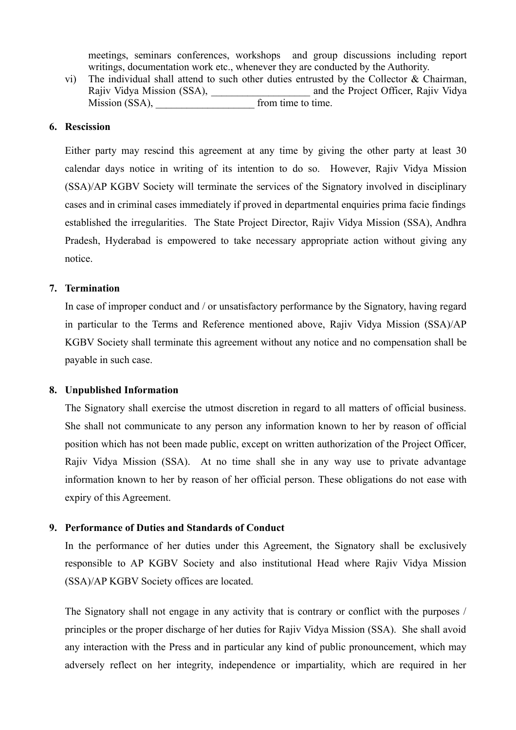meetings, seminars conferences, workshops and group discussions including report writings, documentation work etc., whenever they are conducted by the Authority.

vi) The individual shall attend to such other duties entrusted by the Collector & Chairman, Rajiv Vidya Mission (SSA), ___________________ and the Project Officer, Rajiv Vidya Mission (SSA), ___________________ from time to time.

**6. Rescission**

Either party may rescind this agreement at any time by giving the other party at least 30 calendar days notice in writing of its intention to do so. However, Rajiv Vidya Mission (SSA)/AP KGBV Society will terminate the services of the Signatory involved in disciplinary cases and in criminal cases immediately if proved in departmental enquiries prima facie findings established the irregularities. The State Project Director, Rajiv Vidya Mission (SSA), Andhra Pradesh, Hyderabad is empowered to take necessary appropriate action without giving any notice.

**7. Termination**

In case of improper conduct and / or unsatisfactory performance by the Signatory, having regard in particular to the Terms and Reference mentioned above, Rajiv Vidya Mission (SSA)/AP KGBV Society shall terminate this agreement without any notice and no compensation shall be payable in such case.

**8. Unpublished Information**

The Signatory shall exercise the utmost discretion in regard to all matters of official business. She shall not communicate to any person any information known to her by reason of official position which has not been made public, except on written authorization of the Project Officer, Rajiv Vidya Mission (SSA). At no time shall she in any way use to private advantage information known to her by reason of her official person. These obligations do not ease with expiry of this Agreement.

**9. Performance of Duties and Standards of Conduct**

In the performance of her duties under this Agreement, the Signatory shall be exclusively responsible to AP KGBV Society and also institutional Head where Rajiv Vidya Mission (SSA)/AP KGBV Society offices are located.

The Signatory shall not engage in any activity that is contrary or conflict with the purposes / principles or the proper discharge of her duties for Rajiv Vidya Mission (SSA). She shall avoid any interaction with the Press and in particular any kind of public pronouncement, which may adversely reflect on her integrity, independence or impartiality, which are required in her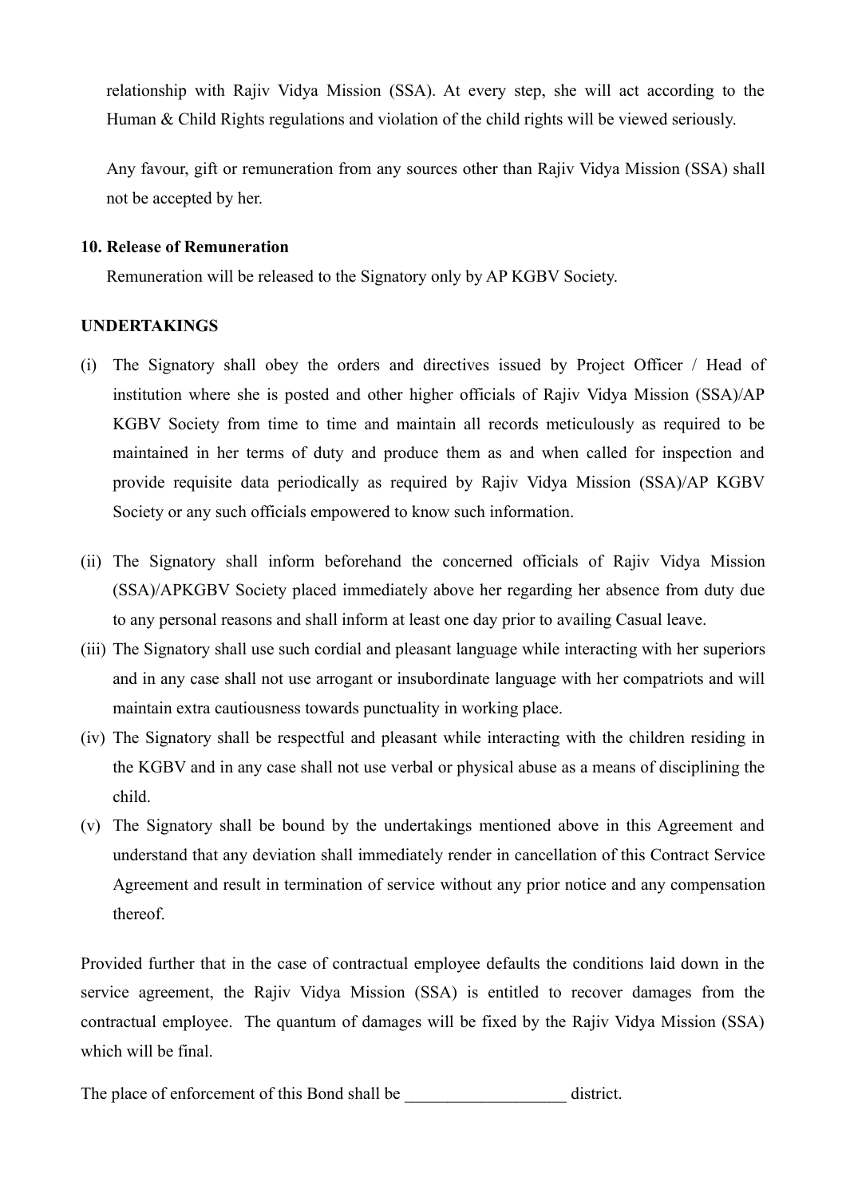relationship with Rajiv Vidya Mission (SSA). At every step, she will act according to the Human & Child Rights regulations and violation of the child rights will be viewed seriously.

Any favour, gift or remuneration from any sources other than Rajiv Vidya Mission (SSA) shall not be accepted by her.

**10. Release of Remuneration**

Remuneration will be released to the Signatory only by AP KGBV Society.

**UNDERTAKINGS**

(i) The Signatory shall obey the orders and directives issued by Project Officer / Head of institution where she is posted and other higher officials of Rajiv Vidya Mission (SSA)/AP KGBV Society from time to time and maintain all records meticulously as required to be maintained in her terms of duty and produce them as and when called for inspection and provide requisite data periodically as required by Rajiv Vidya Mission (SSA)/AP KGBV Society or any such officials empowered to know such information.

(ii) The Signatory shall inform beforehand the concerned officials of Rajiv Vidya Mission (SSA)/APKGBV Society placed immediately above her regarding her absence from duty due to any personal reasons and shall inform at least one day prior to availing Casual leave.

(iii) The Signatory shall use such cordial and pleasant language while interacting with her superiors and in any case shall not use arrogant or insubordinate language with her compatriots and will maintain extra cautiousness towards punctuality in working place.

(iv) The Signatory shall be respectful and pleasant while interacting with the children residing in the KGBV and in any case shall not use verbal or physical abuse as a means of disciplining the child.

(v) The Signatory shall be bound by the undertakings mentioned above in this Agreement and understand that any deviation shall immediately render in cancellation of this Contract Service Agreement and result in termination of service without any prior notice and any compensation thereof.

Provided further that in the case of contractual employee defaults the conditions laid down in the service agreement, the Rajiv Vidya Mission (SSA) is entitled to recover damages from the contractual employee. The quantum of damages will be fixed by the Rajiv Vidya Mission (SSA) which will be final.

The place of enforcement of this Bond shall be ___________________ district.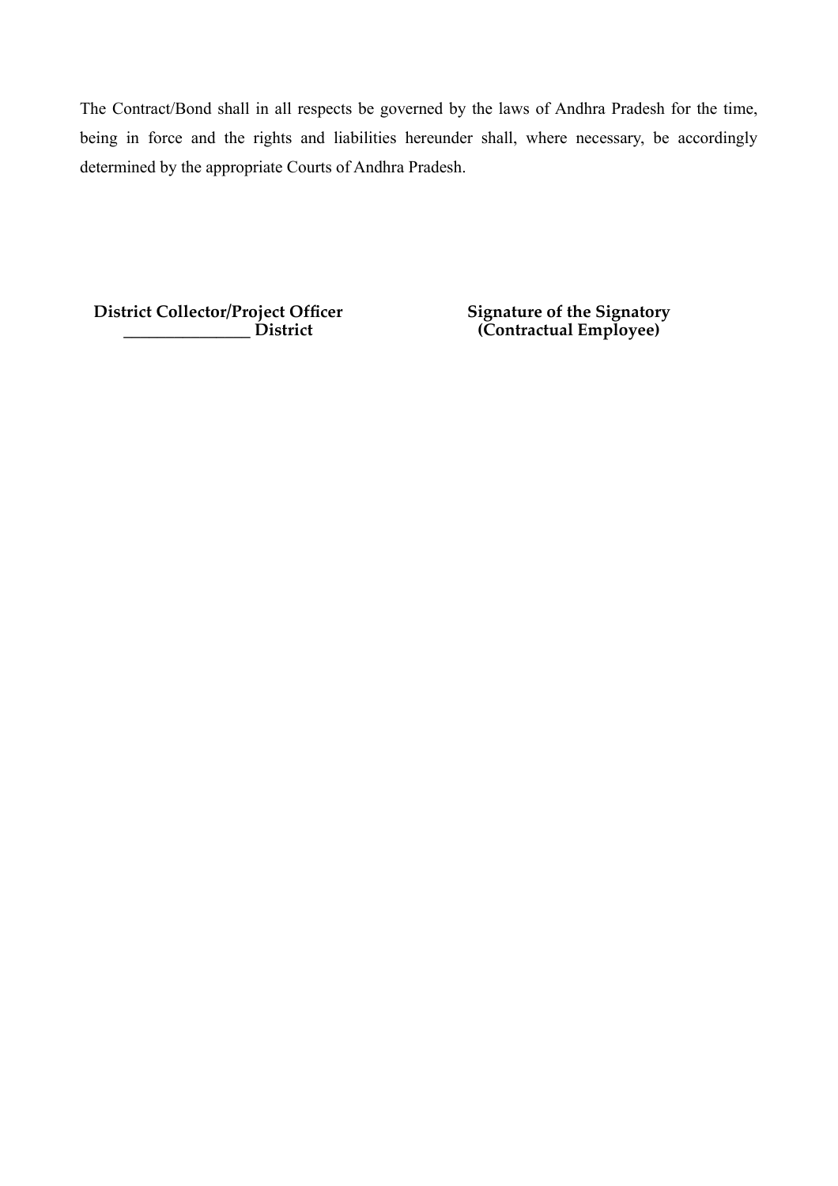The Contract/Bond shall in all respects be governed by the laws of Andhra Pradesh for the time, being in force and the rights and liabilities hereunder shall, where necessary, be accordingly determined by the appropriate Courts of Andhra Pradesh.

| **District Collector/Project Officer** | **Signature of the Signatory** |
|---|---|
| **_______________ District** | **(Contractual Employee)** |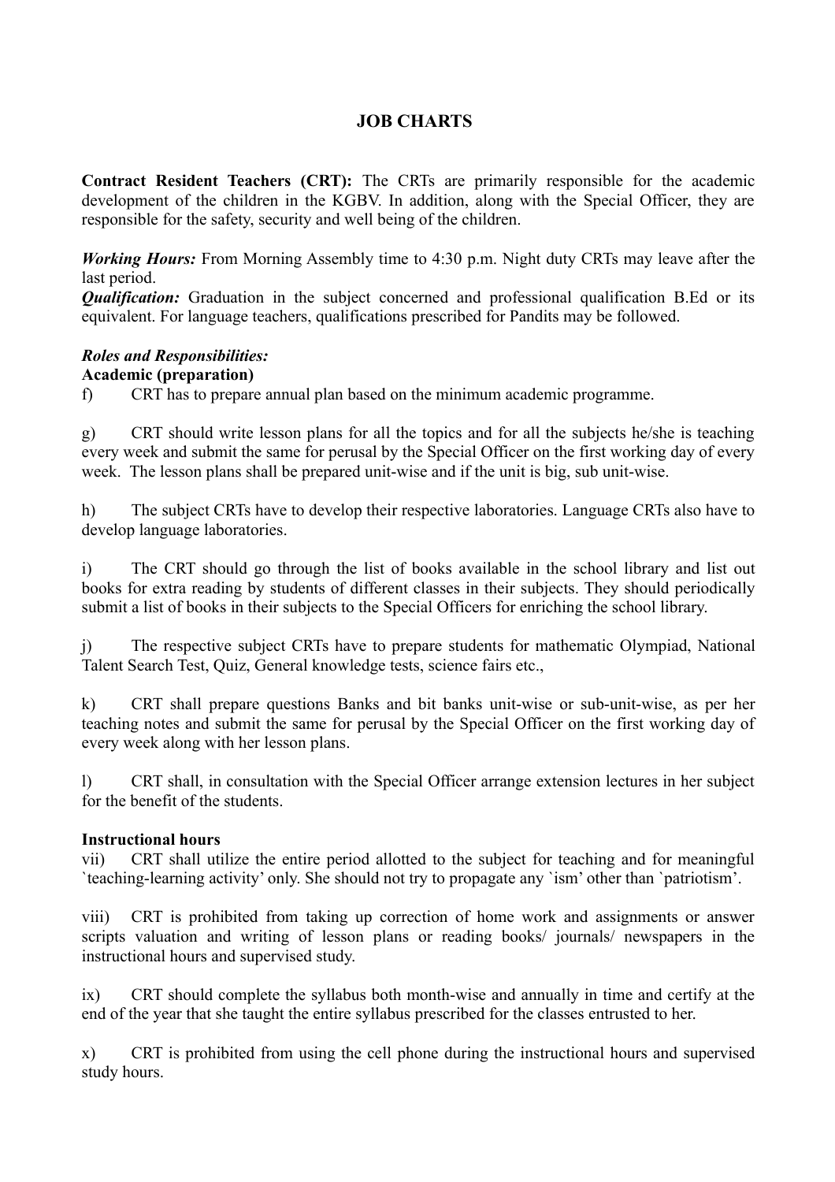# JOB CHARTS

**Contract Resident Teachers (CRT):** The CRTs are primarily responsible for the academic development of the children in the KGBV. In addition, along with the Special Officer, they are responsible for the safety, security and well being of the children.

***Working Hours:*** From Morning Assembly time to 4:30 p.m. Night duty CRTs may leave after the last period.

***Qualification:*** Graduation in the subject concerned and professional qualification B.Ed or its equivalent. For language teachers, qualifications prescribed for Pandits may be followed.

***Roles and Responsibilities:***

**Academic (preparation)**

f) CRT has to prepare annual plan based on the minimum academic programme.

g) CRT should write lesson plans for all the topics and for all the subjects he/she is teaching every week and submit the same for perusal by the Special Officer on the first working day of every week. The lesson plans shall be prepared unit-wise and if the unit is big, sub unit-wise.

h) The subject CRTs have to develop their respective laboratories. Language CRTs also have to develop language laboratories.

i) The CRT should go through the list of books available in the school library and list out books for extra reading by students of different classes in their subjects. They should periodically submit a list of books in their subjects to the Special Officers for enriching the school library.

j) The respective subject CRTs have to prepare students for mathematic Olympiad, National Talent Search Test, Quiz, General knowledge tests, science fairs etc.,

k) CRT shall prepare questions Banks and bit banks unit-wise or sub-unit-wise, as per her teaching notes and submit the same for perusal by the Special Officer on the first working day of every week along with her lesson plans.

l) CRT shall, in consultation with the Special Officer arrange extension lectures in her subject for the benefit of the students.

**Instructional hours**

vii) CRT shall utilize the entire period allotted to the subject for teaching and for meaningful `teaching-learning activity' only. She should not try to propagate any `ism' other than `patriotism'.

viii) CRT is prohibited from taking up correction of home work and assignments or answer scripts valuation and writing of lesson plans or reading books/ journals/ newspapers in the instructional hours and supervised study.

ix) CRT should complete the syllabus both month-wise and annually in time and certify at the end of the year that she taught the entire syllabus prescribed for the classes entrusted to her.

x) CRT is prohibited from using the cell phone during the instructional hours and supervised study hours.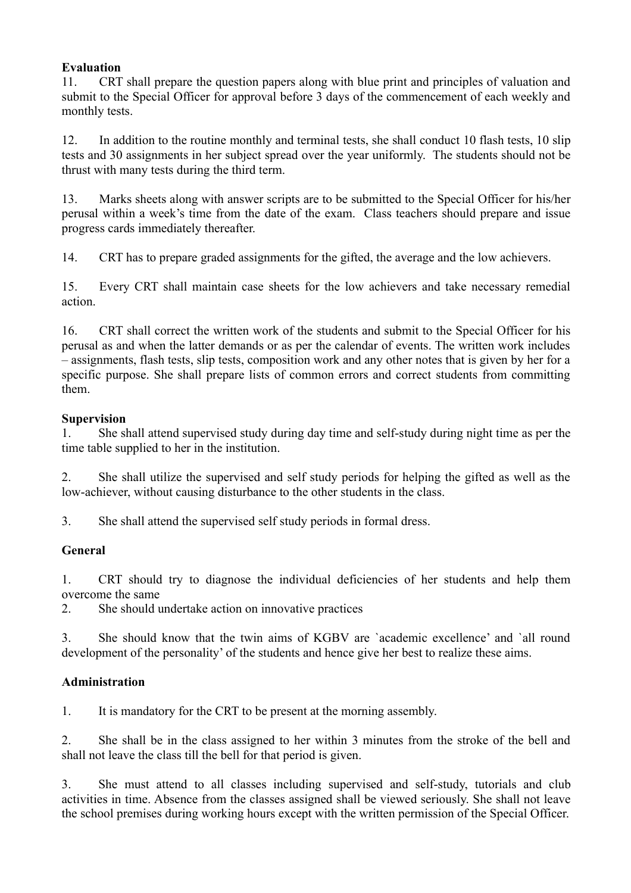**Evaluation**

11. CRT shall prepare the question papers along with blue print and principles of valuation and submit to the Special Officer for approval before 3 days of the commencement of each weekly and monthly tests.

12. In addition to the routine monthly and terminal tests, she shall conduct 10 flash tests, 10 slip tests and 30 assignments in her subject spread over the year uniformly. The students should not be thrust with many tests during the third term.

13. Marks sheets along with answer scripts are to be submitted to the Special Officer for his/her perusal within a week's time from the date of the exam. Class teachers should prepare and issue progress cards immediately thereafter.

14. CRT has to prepare graded assignments for the gifted, the average and the low achievers.

15. Every CRT shall maintain case sheets for the low achievers and take necessary remedial action.

16. CRT shall correct the written work of the students and submit to the Special Officer for his perusal as and when the latter demands or as per the calendar of events. The written work includes – assignments, flash tests, slip tests, composition work and any other notes that is given by her for a specific purpose. She shall prepare lists of common errors and correct students from committing them.

**Supervision**

1. She shall attend supervised study during day time and self-study during night time as per the time table supplied to her in the institution.

2. She shall utilize the supervised and self study periods for helping the gifted as well as the low-achiever, without causing disturbance to the other students in the class.

3. She shall attend the supervised self study periods in formal dress.

**General**

1. CRT should try to diagnose the individual deficiencies of her students and help them overcome the same

2. She should undertake action on innovative practices

3. She should know that the twin aims of KGBV are `academic excellence' and `all round development of the personality' of the students and hence give her best to realize these aims.

**Administration**

1. It is mandatory for the CRT to be present at the morning assembly.

2. She shall be in the class assigned to her within 3 minutes from the stroke of the bell and shall not leave the class till the bell for that period is given.

3. She must attend to all classes including supervised and self-study, tutorials and club activities in time. Absence from the classes assigned shall be viewed seriously. She shall not leave the school premises during working hours except with the written permission of the Special Officer.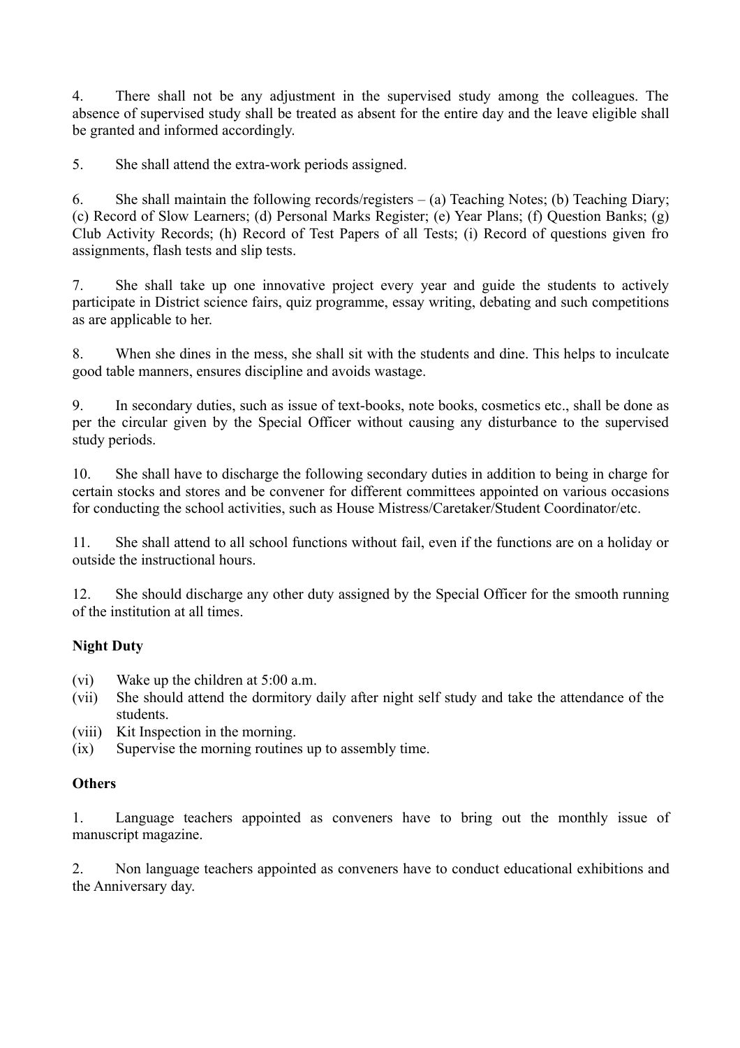4. There shall not be any adjustment in the supervised study among the colleagues. The absence of supervised study shall be treated as absent for the entire day and the leave eligible shall be granted and informed accordingly.

5. She shall attend the extra-work periods assigned.

6. She shall maintain the following records/registers – (a) Teaching Notes; (b) Teaching Diary; (c) Record of Slow Learners; (d) Personal Marks Register; (e) Year Plans; (f) Question Banks; (g) Club Activity Records; (h) Record of Test Papers of all Tests; (i) Record of questions given fro assignments, flash tests and slip tests.

7. She shall take up one innovative project every year and guide the students to actively participate in District science fairs, quiz programme, essay writing, debating and such competitions as are applicable to her.

8. When she dines in the mess, she shall sit with the students and dine. This helps to inculcate good table manners, ensures discipline and avoids wastage.

9. In secondary duties, such as issue of text-books, note books, cosmetics etc., shall be done as per the circular given by the Special Officer without causing any disturbance to the supervised study periods.

10. She shall have to discharge the following secondary duties in addition to being in charge for certain stocks and stores and be convener for different committees appointed on various occasions for conducting the school activities, such as House Mistress/Caretaker/Student Coordinator/etc.

11. She shall attend to all school functions without fail, even if the functions are on a holiday or outside the instructional hours.

12. She should discharge any other duty assigned by the Special Officer for the smooth running of the institution at all times.

**Night Duty**

(vi) Wake up the children at 5:00 a.m.
(vii) She should attend the dormitory daily after night self study and take the attendance of the students.
(viii) Kit Inspection in the morning.
(ix) Supervise the morning routines up to assembly time.

**Others**

1. Language teachers appointed as conveners have to bring out the monthly issue of manuscript magazine.

2. Non language teachers appointed as conveners have to conduct educational exhibitions and the Anniversary day.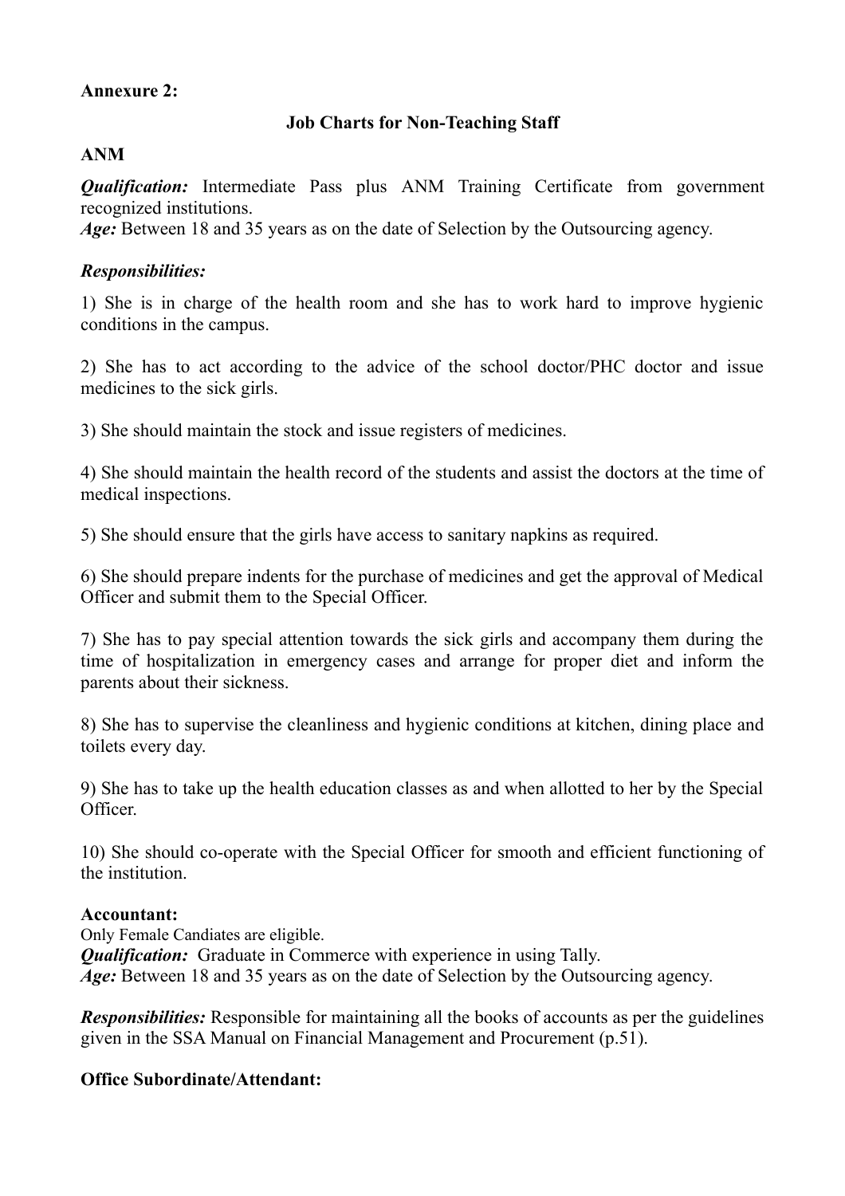**Annexure 2:**

## Job Charts for Non-Teaching Staff

### ANM

***Qualification:*** Intermediate Pass plus ANM Training Certificate from government recognized institutions.
***Age:*** Between 18 and 35 years as on the date of Selection by the Outsourcing agency.

***Responsibilities:***

1) She is in charge of the health room and she has to work hard to improve hygienic conditions in the campus.

2) She has to act according to the advice of the school doctor/PHC doctor and issue medicines to the sick girls.

3) She should maintain the stock and issue registers of medicines.

4) She should maintain the health record of the students and assist the doctors at the time of medical inspections.

5) She should ensure that the girls have access to sanitary napkins as required.

6) She should prepare indents for the purchase of medicines and get the approval of Medical Officer and submit them to the Special Officer.

7) She has to pay special attention towards the sick girls and accompany them during the time of hospitalization in emergency cases and arrange for proper diet and inform the parents about their sickness.

8) She has to supervise the cleanliness and hygienic conditions at kitchen, dining place and toilets every day.

9) She has to take up the health education classes as and when allotted to her by the Special Officer.

10) She should co-operate with the Special Officer for smooth and efficient functioning of the institution.

### Accountant:

Only Female Candiates are eligible.
***Qualification:*** Graduate in Commerce with experience in using Tally.
***Age:*** Between 18 and 35 years as on the date of Selection by the Outsourcing agency.

***Responsibilities:*** Responsible for maintaining all the books of accounts as per the guidelines given in the SSA Manual on Financial Management and Procurement (p.51).

### Office Subordinate/Attendant: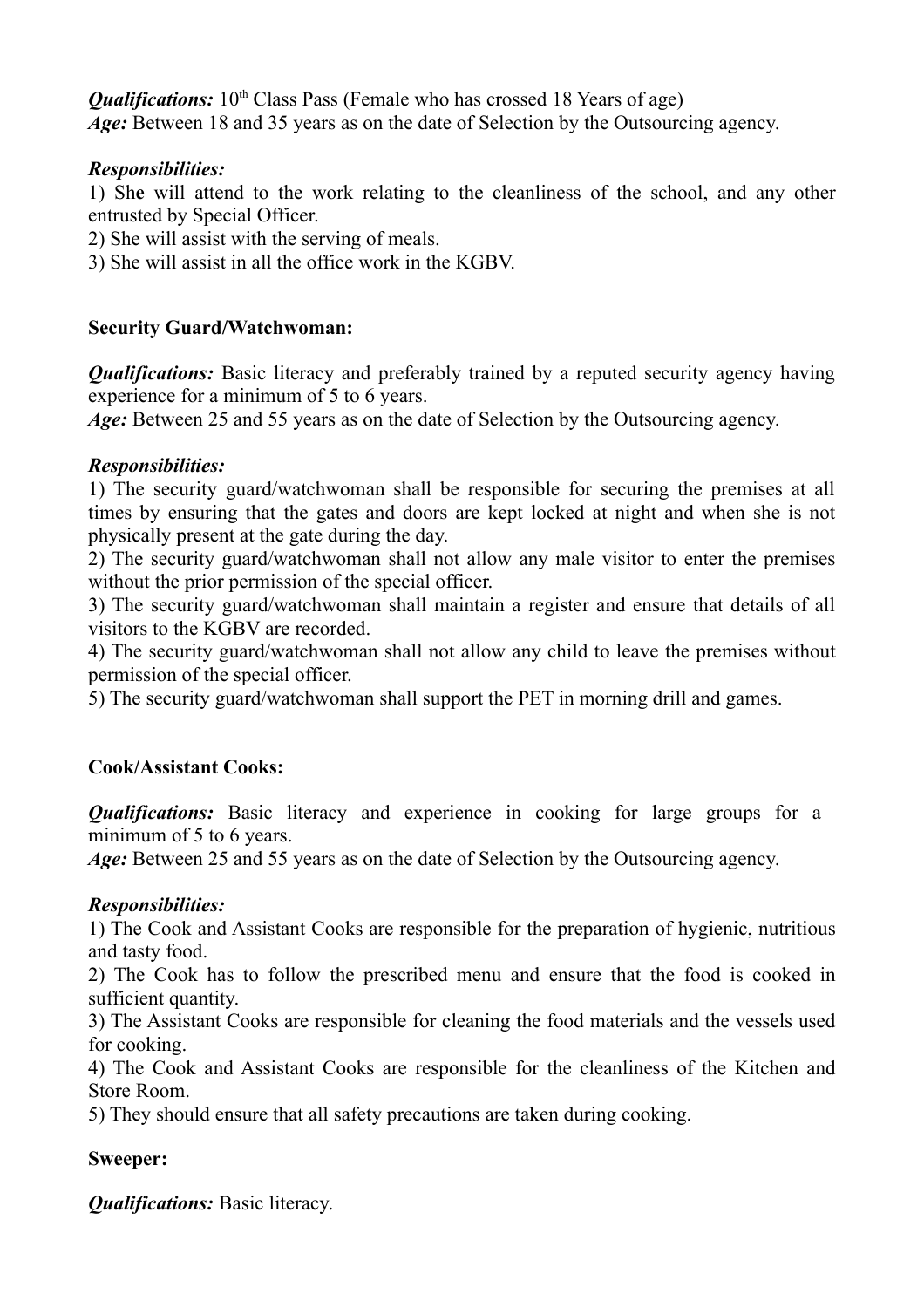***Qualifications:*** 10th Class Pass (Female who has crossed 18 Years of age)
***Age:*** Between 18 and 35 years as on the date of Selection by the Outsourcing agency.

***Responsibilities:***

1) She will attend to the work relating to the cleanliness of the school, and any other entrusted by Special Officer.
2) She will assist with the serving of meals.
3) She will assist in all the office work in the KGBV.

**Security Guard/Watchwoman:**

***Qualifications:*** Basic literacy and preferably trained by a reputed security agency having experience for a minimum of 5 to 6 years.
***Age:*** Between 25 and 55 years as on the date of Selection by the Outsourcing agency.

***Responsibilities:***

1) The security guard/watchwoman shall be responsible for securing the premises at all times by ensuring that the gates and doors are kept locked at night and when she is not physically present at the gate during the day.
2) The security guard/watchwoman shall not allow any male visitor to enter the premises without the prior permission of the special officer.
3) The security guard/watchwoman shall maintain a register and ensure that details of all visitors to the KGBV are recorded.
4) The security guard/watchwoman shall not allow any child to leave the premises without permission of the special officer.
5) The security guard/watchwoman shall support the PET in morning drill and games.

**Cook/Assistant Cooks:**

***Qualifications:*** Basic literacy and experience in cooking for large groups for a minimum of 5 to 6 years.
***Age:*** Between 25 and 55 years as on the date of Selection by the Outsourcing agency.

***Responsibilities:***

1) The Cook and Assistant Cooks are responsible for the preparation of hygienic, nutritious and tasty food.
2) The Cook has to follow the prescribed menu and ensure that the food is cooked in sufficient quantity.
3) The Assistant Cooks are responsible for cleaning the food materials and the vessels used for cooking.
4) The Cook and Assistant Cooks are responsible for the cleanliness of the Kitchen and Store Room.
5) They should ensure that all safety precautions are taken during cooking.

**Sweeper:**

***Qualifications:*** Basic literacy.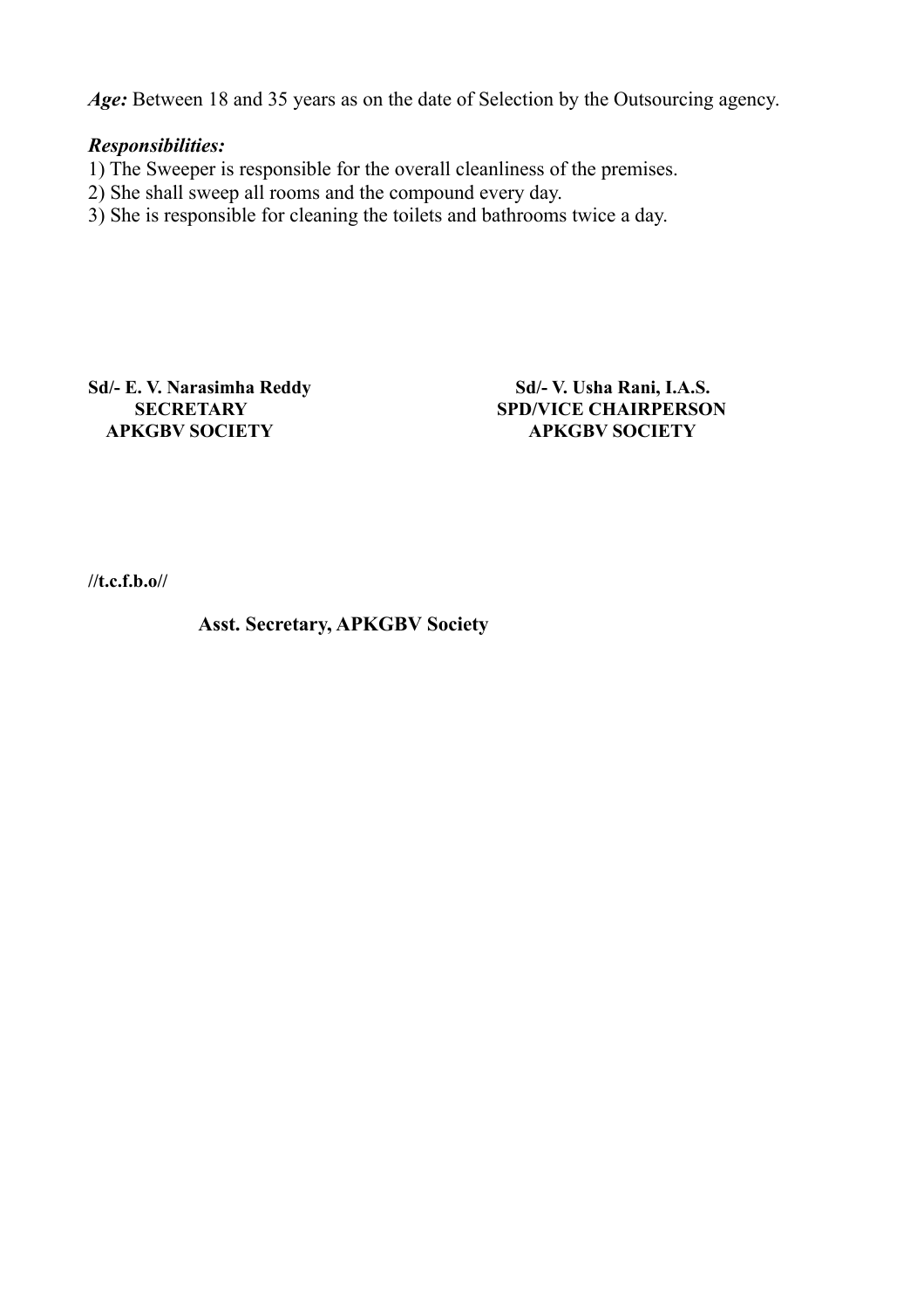***Age:*** Between 18 and 35 years as on the date of Selection by the Outsourcing agency.

***Responsibilities:***

1) The Sweeper is responsible for the overall cleanliness of the premises.
2) She shall sweep all rooms and the compound every day.
3) She is responsible for cleaning the toilets and bathrooms twice a day.

**Sd/- E. V. Narasimha Reddy**
**SECRETARY**
**APKGBV SOCIETY**

**Sd/- V. Usha Rani, I.A.S.**
**SPD/VICE CHAIRPERSON**
**APKGBV SOCIETY**

**//t.c.f.b.o//**

**Asst. Secretary, APKGBV Society**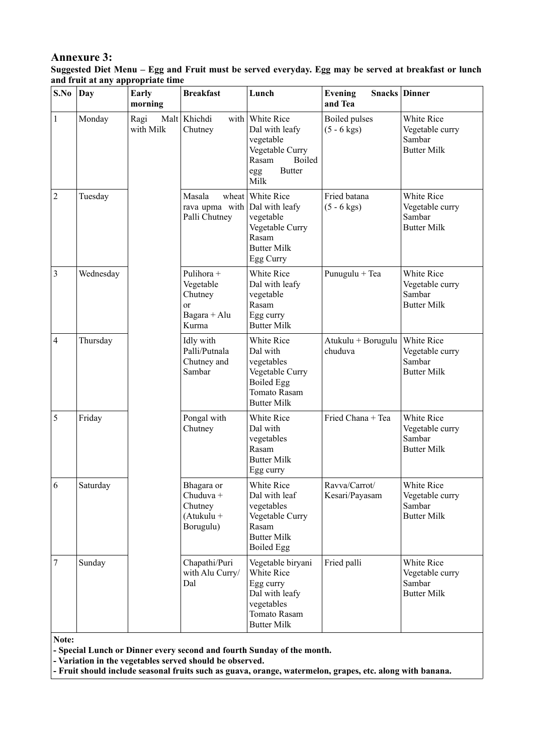## Annexure 3:

**Suggested Diet Menu – Egg and Fruit must be served everyday. Egg may be served at breakfast or lunch and fruit at any appropriate time**

| S.No | Day | Early morning | Breakfast | Lunch | Evening Snacks and Tea | Dinner |
|---|---|---|---|---|---|---|
| 1 | Monday | Ragi Malt with Milk | Khichdi with Chutney | White Rice<br>Dal with leafy vegetable<br>Vegetable Curry<br>Rasam Boiled egg Butter Milk | Boiled pulses (5 - 6 kgs) | White Rice<br>Vegetable curry<br>Sambar<br>Butter Milk |
| 2 | Tuesday | | Masala wheat rava upma with Palli Chutney | White Rice<br>Dal with leafy vegetable<br>Vegetable Curry<br>Rasam<br>Butter Milk<br>Egg Curry | Fried batana (5 - 6 kgs) | White Rice<br>Vegetable curry<br>Sambar<br>Butter Milk |
| 3 | Wednesday | | Pulihora + Vegetable Chutney<br>or<br>Bagara + Alu Kurma | White Rice<br>Dal with leafy vegetable<br>Rasam<br>Egg curry<br>Butter Milk | Punugulu + Tea | White Rice<br>Vegetable curry<br>Sambar<br>Butter Milk |
| 4 | Thursday | | Idly with Palli/Putnala Chutney and Sambar | White Rice<br>Dal with vegetables<br>Vegetable Curry<br>Boiled Egg<br>Tomato Rasam<br>Butter Milk | Atukulu + Borugulu chuduva | White Rice<br>Vegetable curry<br>Sambar<br>Butter Milk |
| 5 | Friday | | Pongal with Chutney | White Rice<br>Dal with vegetables<br>Rasam<br>Butter Milk<br>Egg curry | Fried Chana + Tea | White Rice<br>Vegetable curry<br>Sambar<br>Butter Milk |
| 6 | Saturday | | Bhagara or Chuduva + Chutney (Atukulu + Borugulu) | White Rice<br>Dal with leaf vegetables<br>Vegetable Curry<br>Rasam<br>Butter Milk<br>Boiled Egg | Ravva/Carrot/ Kesari/Payasam | White Rice<br>Vegetable curry<br>Sambar<br>Butter Milk |
| 7 | Sunday | | Chapathi/Puri with Alu Curry/ Dal | Vegetable biryani<br>White Rice<br>Egg curry<br>Dal with leafy vegetables<br>Tomato Rasam<br>Butter Milk | Fried palli | White Rice<br>Vegetable curry<br>Sambar<br>Butter Milk |

**Note:**

**- Special Lunch or Dinner every second and fourth Sunday of the month.**

**- Variation in the vegetables served should be observed.**

**- Fruit should include seasonal fruits such as guava, orange, watermelon, grapes, etc. along with banana.**